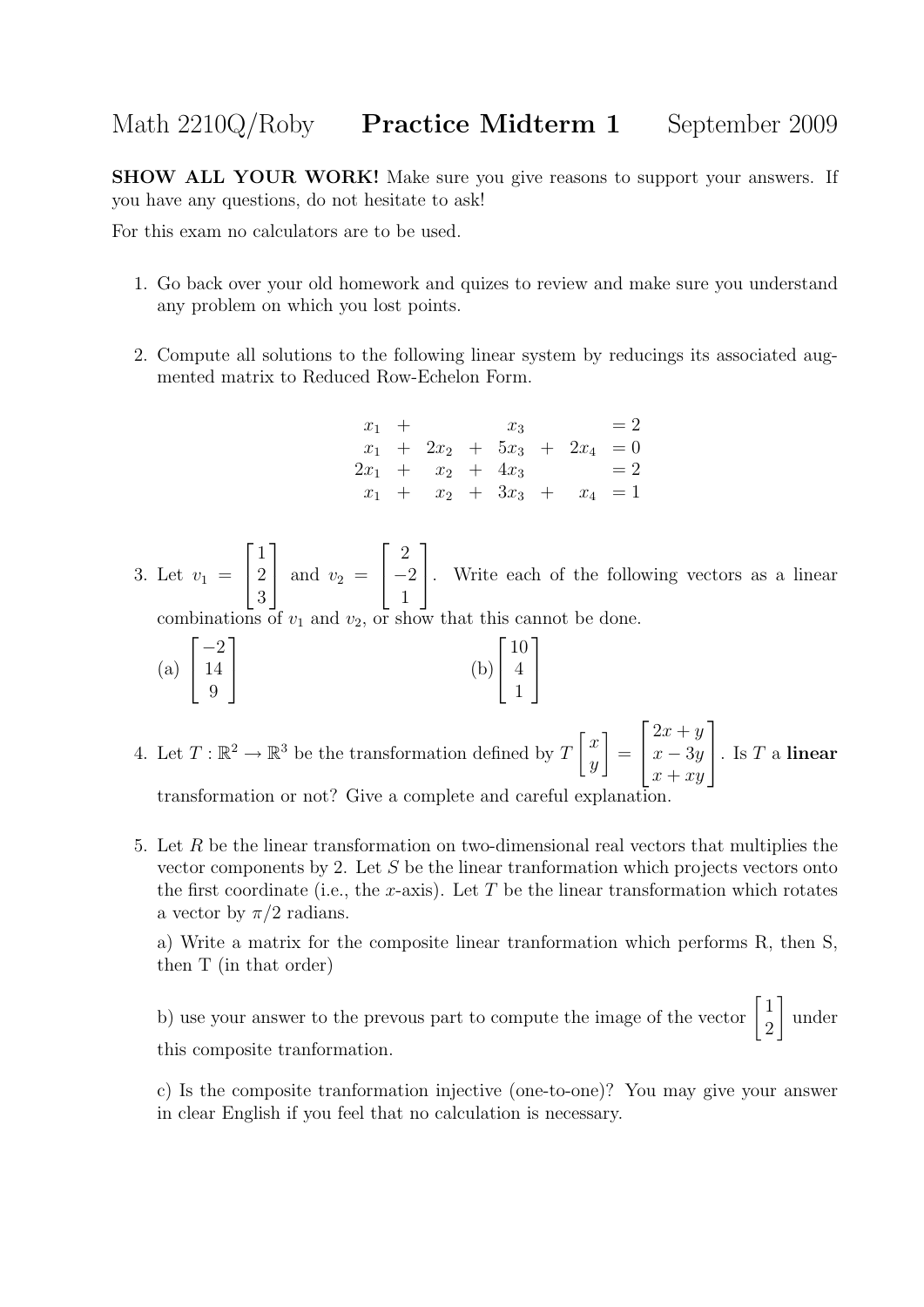# Math 2210Q/Roby **Practice Midterm 1** September 2009

**SHOW ALL YOUR WORK!** Make sure you give reasons to support your answers. If you have any questions, do not hesitate to ask!

For this exam no calculators are to be used.

1. Go back over your old homework and quizes to review and make sure you understand any problem on which you lost points.

2. Compute all solutions to the following linear system by reducings its associated augmented matrix to Reduced Row-Echelon Form.

$$\begin{array}{rcrcrcrl} x_1 & + & & & x_3 & & & = 2 \\ x_1 & + & 2x_2 & + & 5x_3 & + & 2x_4 & = 0 \\ 2x_1 & + & x_2 & + & 4x_3 & & & = 2 \\ x_1 & + & x_2 & + & 3x_3 & + & x_4 & = 1 \end{array}$$

3. Let $v_1 = \begin{bmatrix} 1 \\ 2 \\ 3 \end{bmatrix}$ and $v_2 = \begin{bmatrix} 2 \\ -2 \\ 1 \end{bmatrix}$. Write each of the following vectors as a linear combinations of $v_1$ and $v_2$, or show that this cannot be done.

   (a) $\begin{bmatrix} -2 \\ 14 \\ 9 \end{bmatrix}$ (b) $\begin{bmatrix} 10 \\ 4 \\ 1 \end{bmatrix}$

4. Let $T : \mathbb{R}^2 \to \mathbb{R}^3$ be the transformation defined by $T \begin{bmatrix} x \\ y \end{bmatrix} = \begin{bmatrix} 2x + y \\ x - 3y \\ x + xy \end{bmatrix}$. Is $T$ a **linear** transformation or not? Give a complete and careful explanation.

5. Let $R$ be the linear transformation on two-dimensional real vectors that multiplies the vector components by 2. Let $S$ be the linear tranformation which projects vectors onto the first coordinate (i.e., the $x$-axis). Let $T$ be the linear transformation which rotates a vector by $\pi/2$ radians.

   a) Write a matrix for the composite linear tranformation which performs R, then S, then T (in that order)

   b) use your answer to the prevous part to compute the image of the vector $\begin{bmatrix} 1 \\ 2 \end{bmatrix}$ under this composite tranformation.

   c) Is the composite tranformation injective (one-to-one)? You may give your answer in clear English if you feel that no calculation is necessary.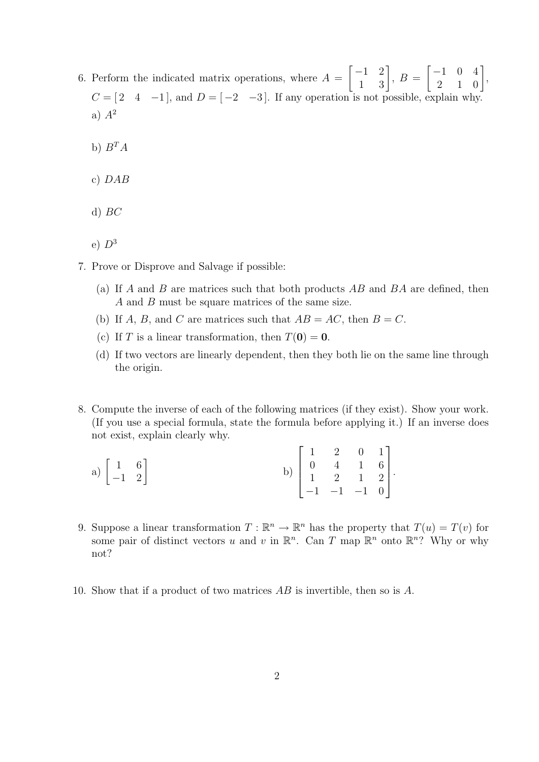6. Perform the indicated matrix operations, where $A = \begin{bmatrix} -1 & 2 \\ 1 & 3 \end{bmatrix}$, $B = \begin{bmatrix} -1 & 0 & 4 \\ 2 & 1 & 0 \end{bmatrix}$, $C = [\,2 \quad 4 \quad -1\,]$, and $D = [\,-2 \quad -3\,]$. If any operation is not possible, explain why.

   a) $A^2$

   b) $B^T A$

   c) $DAB$

   d) $BC$

   e) $D^3$

7. Prove or Disprove and Salvage if possible:

   (a) If $A$ and $B$ are matrices such that both products $AB$ and $BA$ are defined, then $A$ and $B$ must be square matrices of the same size.

   (b) If $A$, $B$, and $C$ are matrices such that $AB = AC$, then $B = C$.

   (c) If $T$ is a linear transformation, then $T(\mathbf{0}) = \mathbf{0}$.

   (d) If two vectors are linearly dependent, then they both lie on the same line through the origin.

8. Compute the inverse of each of the following matrices (if they exist). Show your work. (If you use a special formula, state the formula before applying it.) If an inverse does not exist, explain clearly why.

   a) $\begin{bmatrix} 1 & 6 \\ -1 & 2 \end{bmatrix}$

   b) $\begin{bmatrix} 1 & 2 & 0 & 1 \\ 0 & 4 & 1 & 6 \\ 1 & 2 & 1 & 2 \\ -1 & -1 & -1 & 0 \end{bmatrix}$.

9. Suppose a linear transformation $T : \mathbb{R}^n \to \mathbb{R}^n$ has the property that $T(u) = T(v)$ for some pair of distinct vectors $u$ and $v$ in $\mathbb{R}^n$. Can $T$ map $\mathbb{R}^n$ onto $\mathbb{R}^n$? Why or why not?

10. Show that if a product of two matrices $AB$ is invertible, then so is $A$.